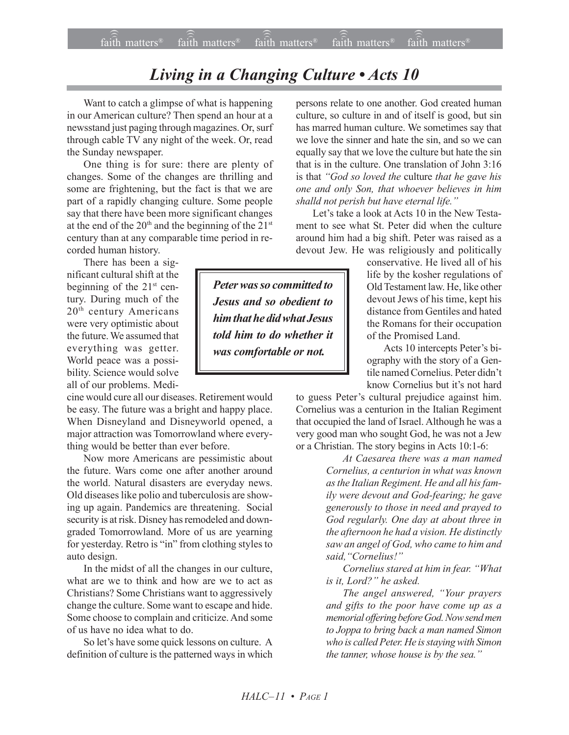# *Living in a Changing Culture • Acts 10*

Want to catch a glimpse of what is happening in our American culture? Then spend an hour at a newsstand just paging through magazines. Or, surf through cable TV any night of the week. Or, read the Sunday newspaper.

One thing is for sure: there are plenty of changes. Some of the changes are thrilling and some are frightening, but the fact is that we are part of a rapidly changing culture. Some people say that there have been more significant changes at the end of the 20th and the beginning of the 21st century than at any comparable time period in recorded human history.

There has been a significant cultural shift at the beginning of the 21st century. During much of the 20th century Americans were very optimistic about the future. We assumed that everything was getter. World peace was a possibility. Science would solve all of our problems. Medicine would cure all our diseases. Retirement would be easy. The future was a bright and happy place. When Disneyland and Disneyworld opened, a major attraction was Tomorrowland where everything would be better than ever before.

Now more Americans are pessimistic about the future. Wars come one after another around the world. Natural disasters are everyday news. Old diseases like polio and tuberculosis are showing up again. Pandemics are threatening. Social security is at risk. Disney has remodeled and downgraded Tomorrowland. More of us are yearning for yesterday. Retro is "in" from clothing styles to auto design.

In the midst of all the changes in our culture, what are we to think and how are we to act as Christians? Some Christians want to aggressively change the culture. Some want to escape and hide. Some choose to complain and criticize. And some of us have no idea what to do.

So let's have some quick lessons on culture. A definition of culture is the patterned ways in which persons relate to one another. God created human culture, so culture in and of itself is good, but sin has marred human culture. We sometimes say that we love the sinner and hate the sin, and so we can equally say that we love the culture but hate the sin that is in the culture. One translation of John 3:16 is that *"God so loved the* culture *that he gave his one and only Son, that whoever believes in him shalld not perish but have eternal life."*

Let's take a look at Acts 10 in the New Testament to see what St. Peter did when the culture around him had a big shift. Peter was raised as a devout Jew. He was religiously and politically conservative. He lived all of his life by the kosher regulations of Old Testament law. He, like other devout Jews of his time, kept his distance from Gentiles and hated the Romans for their occupation of the Promised Land.

> ***Peter was so committed to Jesus and so obedient to him that he did what Jesus told him to do whether it was comfortable or not.***

Acts 10 intercepts Peter's biography with the story of a Gentile named Cornelius. Peter didn't know Cornelius but it's not hard to guess Peter's cultural prejudice against him. Cornelius was a centurion in the Italian Regiment that occupied the land of Israel. Although he was a very good man who sought God, he was not a Jew or a Christian. The story begins in Acts 10:1-6:

> *At Caesarea there was a man named Cornelius, a centurion in what was known as the Italian Regiment. He and all his family were devout and God-fearing; he gave generously to those in need and prayed to God regularly. One day at about three in the afternoon he had a vision. He distinctly saw an angel of God, who came to him and said, "Cornelius!"*
>
> *Cornelius stared at him in fear. "What is it, Lord?" he asked.*
>
> *The angel answered, "Your prayers and gifts to the poor have come up as a memorial offering before God. Now send men to Joppa to bring back a man named Simon who is called Peter. He is staying with Simon the tanner, whose house is by the sea."*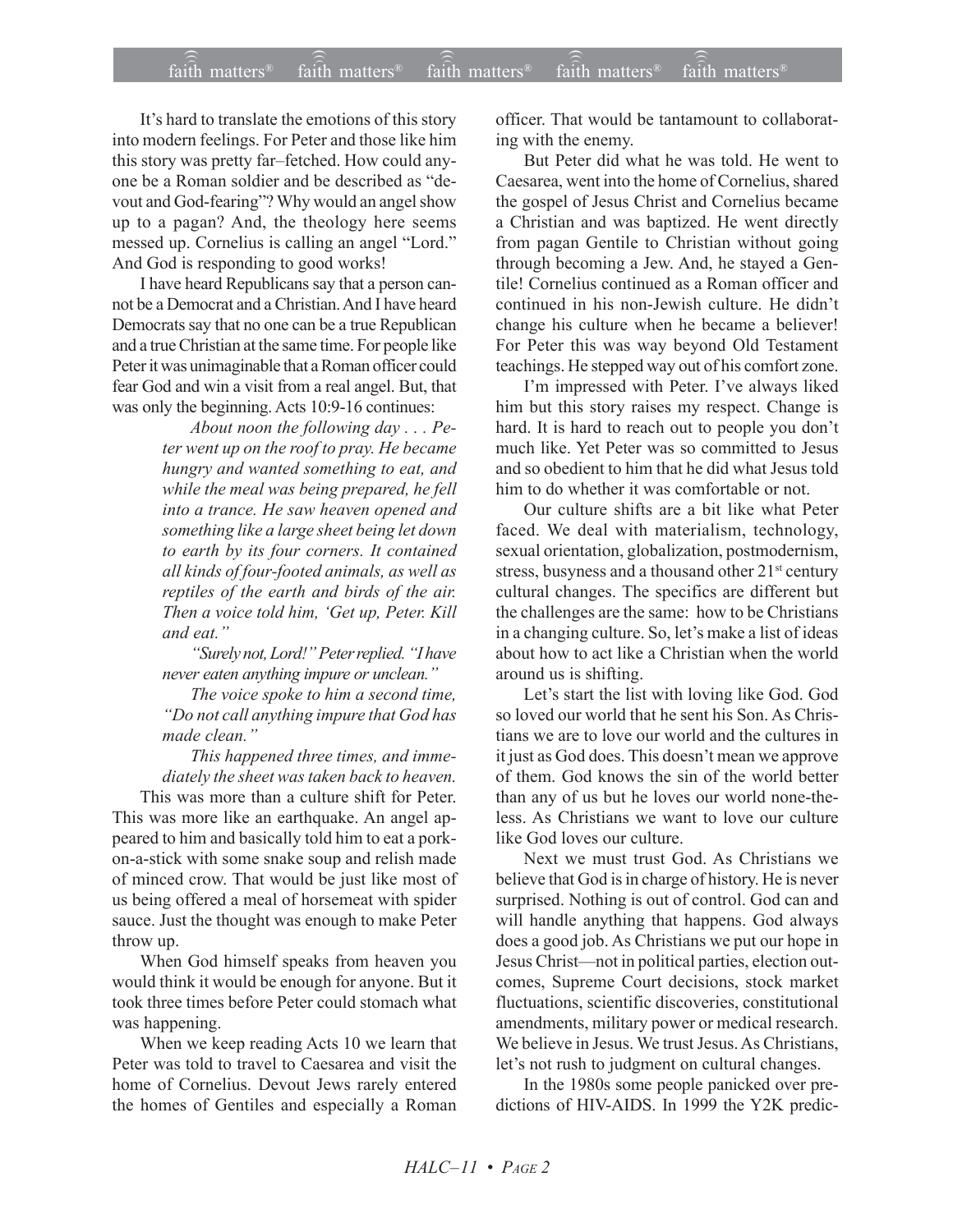It's hard to translate the emotions of this story into modern feelings. For Peter and those like him this story was pretty far–fetched. How could anyone be a Roman soldier and be described as "devout and God-fearing"? Why would an angel show up to a pagan? And, the theology here seems messed up. Cornelius is calling an angel "Lord." And God is responding to good works!

I have heard Republicans say that a person cannot be a Democrat and a Christian. And I have heard Democrats say that no one can be a true Republican and a true Christian at the same time. For people like Peter it was unimaginable that a Roman officer could fear God and win a visit from a real angel. But, that was only the beginning. Acts 10:9-16 continues:

> *About noon the following day . . . Peter went up on the roof to pray. He became hungry and wanted something to eat, and while the meal was being prepared, he fell into a trance. He saw heaven opened and something like a large sheet being let down to earth by its four corners. It contained all kinds of four-footed animals, as well as reptiles of the earth and birds of the air. Then a voice told him, 'Get up, Peter. Kill and eat."*
>
> *"Surely not, Lord!" Peter replied. "I have never eaten anything impure or unclean."*
>
> *The voice spoke to him a second time, "Do not call anything impure that God has made clean."*
>
> *This happened three times, and immediately the sheet was taken back to heaven.*

This was more than a culture shift for Peter. This was more like an earthquake. An angel appeared to him and basically told him to eat a pork-on-a-stick with some snake soup and relish made of minced crow. That would be just like most of us being offered a meal of horsemeat with spider sauce. Just the thought was enough to make Peter throw up.

When God himself speaks from heaven you would think it would be enough for anyone. But it took three times before Peter could stomach what was happening.

When we keep reading Acts 10 we learn that Peter was told to travel to Caesarea and visit the home of Cornelius. Devout Jews rarely entered the homes of Gentiles and especially a Roman officer. That would be tantamount to collaborating with the enemy.

But Peter did what he was told. He went to Caesarea, went into the home of Cornelius, shared the gospel of Jesus Christ and Cornelius became a Christian and was baptized. He went directly from pagan Gentile to Christian without going through becoming a Jew. And, he stayed a Gentile! Cornelius continued as a Roman officer and continued in his non-Jewish culture. He didn't change his culture when he became a believer! For Peter this was way beyond Old Testament teachings. He stepped way out of his comfort zone.

I'm impressed with Peter. I've always liked him but this story raises my respect. Change is hard. It is hard to reach out to people you don't much like. Yet Peter was so committed to Jesus and so obedient to him that he did what Jesus told him to do whether it was comfortable or not.

Our culture shifts are a bit like what Peter faced. We deal with materialism, technology, sexual orientation, globalization, postmodernism, stress, busyness and a thousand other 21st century cultural changes. The specifics are different but the challenges are the same: how to be Christians in a changing culture. So, let's make a list of ideas about how to act like a Christian when the world around us is shifting.

Let's start the list with loving like God. God so loved our world that he sent his Son. As Christians we are to love our world and the cultures in it just as God does. This doesn't mean we approve of them. God knows the sin of the world better than any of us but he loves our world none-the-less. As Christians we want to love our culture like God loves our culture.

Next we must trust God. As Christians we believe that God is in charge of history. He is never surprised. Nothing is out of control. God can and will handle anything that happens. God always does a good job. As Christians we put our hope in Jesus Christ—not in political parties, election outcomes, Supreme Court decisions, stock market fluctuations, scientific discoveries, constitutional amendments, military power or medical research. We believe in Jesus. We trust Jesus. As Christians, let's not rush to judgment on cultural changes.

In the 1980s some people panicked over predictions of HIV-AIDS. In 1999 the Y2K predic-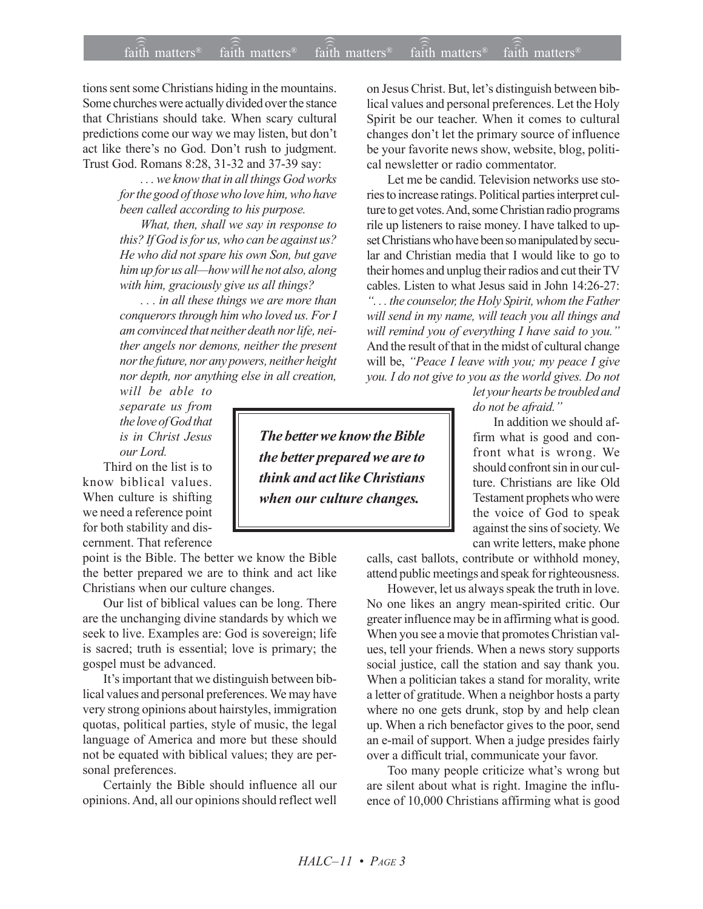tions sent some Christians hiding in the mountains. Some churches were actually divided over the stance that Christians should take. When scary cultural predictions come our way we may listen, but don't act like there's no God. Don't rush to judgment. Trust God. Romans 8:28, 31-32 and 37-39 say:

> *. . . we know that in all things God works for the good of those who love him, who have been called according to his purpose.*
>
> *What, then, shall we say in response to this? If God is for us, who can be against us? He who did not spare his own Son, but gave him up for us all—how will he not also, along with him, graciously give us all things?*
>
> *. . . in all these things we are more than conquerors through him who loved us. For I am convinced that neither death nor life, neither angels nor demons, neither the present nor the future, nor any powers, neither height nor depth, nor anything else in all creation, will be able to separate us from the love of God that is in Christ Jesus our Lord.*

Third on the list is to know biblical values. When culture is shifting we need a reference point for both stability and discernment. That reference point is the Bible. The better we know the Bible the better prepared we are to think and act like Christians when our culture changes.

Our list of biblical values can be long. There are the unchanging divine standards by which we seek to live. Examples are: God is sovereign; life is sacred; truth is essential; love is primary; the gospel must be advanced.

It's important that we distinguish between biblical values and personal preferences. We may have very strong opinions about hairstyles, immigration quotas, political parties, style of music, the legal language of America and more but these should not be equated with biblical values; they are personal preferences.

Certainly the Bible should influence all our opinions. And, all our opinions should reflect well on Jesus Christ. But, let's distinguish between biblical values and personal preferences. Let the Holy Spirit be our teacher. When it comes to cultural changes don't let the primary source of influence be your favorite news show, website, blog, political newsletter or radio commentator.

Let me be candid. Television networks use stories to increase ratings. Political parties interpret culture to get votes. And, some Christian radio programs rile up listeners to raise money. I have talked to upset Christians who have been so manipulated by secular and Christian media that I would like to go to their homes and unplug their radios and cut their TV cables. Listen to what Jesus said in John 14:26-27: *". . . the counselor, the Holy Spirit, whom the Father will send in my name, will teach you all things and will remind you of everything I have said to you."* And the result of that in the midst of cultural change will be, *"Peace I leave with you; my peace I give you. I do not give to you as the world gives. Do not let your hearts be troubled and do not be afraid."*

**_The better we know the Bible the better prepared we are to think and act like Christians when our culture changes._**

In addition we should affirm what is good and confront what is wrong. We should confront sin in our culture. Christians are like Old Testament prophets who were the voice of God to speak against the sins of society. We can write letters, make phone calls, cast ballots, contribute or withhold money, attend public meetings and speak for righteousness.

However, let us always speak the truth in love. No one likes an angry mean-spirited critic. Our greater influence may be in affirming what is good. When you see a movie that promotes Christian values, tell your friends. When a news story supports social justice, call the station and say thank you. When a politician takes a stand for morality, write a letter of gratitude. When a neighbor hosts a party where no one gets drunk, stop by and help clean up. When a rich benefactor gives to the poor, send an e-mail of support. When a judge presides fairly over a difficult trial, communicate your favor.

Too many people criticize what's wrong but are silent about what is right. Imagine the influence of 10,000 Christians affirming what is good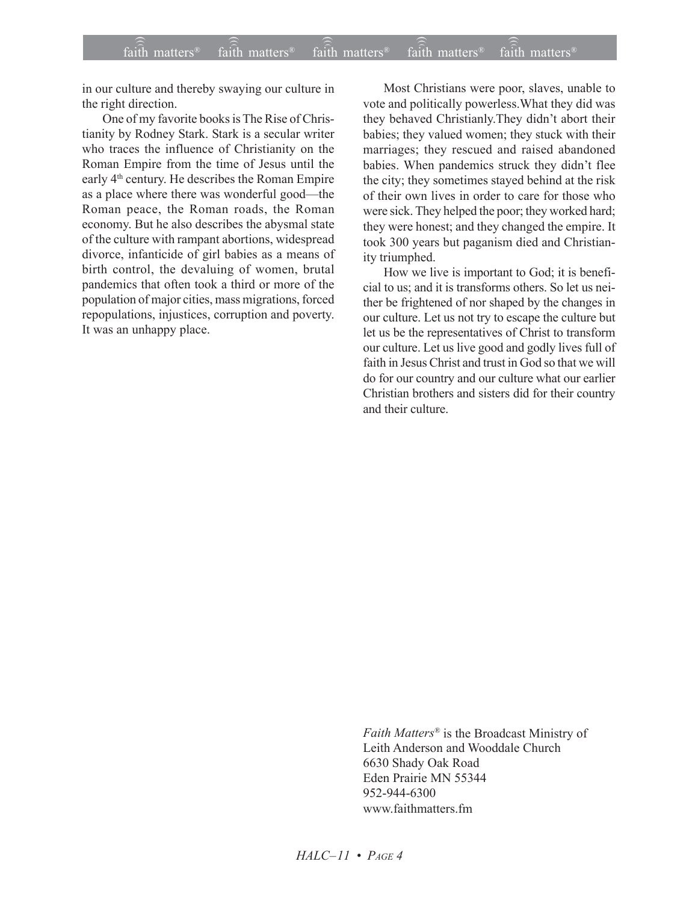in our culture and thereby swaying our culture in the right direction.

One of my favorite books is The Rise of Christianity by Rodney Stark. Stark is a secular writer who traces the influence of Christianity on the Roman Empire from the time of Jesus until the early 4th century. He describes the Roman Empire as a place where there was wonderful good—the Roman peace, the Roman roads, the Roman economy. But he also describes the abysmal state of the culture with rampant abortions, widespread divorce, infanticide of girl babies as a means of birth control, the devaluing of women, brutal pandemics that often took a third or more of the population of major cities, mass migrations, forced repopulations, injustices, corruption and poverty. It was an unhappy place.

Most Christians were poor, slaves, unable to vote and politically powerless.What they did was they behaved Christianly.They didn't abort their babies; they valued women; they stuck with their marriages; they rescued and raised abandoned babies. When pandemics struck they didn't flee the city; they sometimes stayed behind at the risk of their own lives in order to care for those who were sick. They helped the poor; they worked hard; they were honest; and they changed the empire. It took 300 years but paganism died and Christianity triumphed.

How we live is important to God; it is beneficial to us; and it is transforms others. So let us neither be frightened of nor shaped by the changes in our culture. Let us not try to escape the culture but let us be the representatives of Christ to transform our culture. Let us live good and godly lives full of faith in Jesus Christ and trust in God so that we will do for our country and our culture what our earlier Christian brothers and sisters did for their country and their culture.

*Faith Matters*® is the Broadcast Ministry of
Leith Anderson and Wooddale Church
6630 Shady Oak Road
Eden Prairie MN 55344
952-944-6300
www.faithmatters.fm